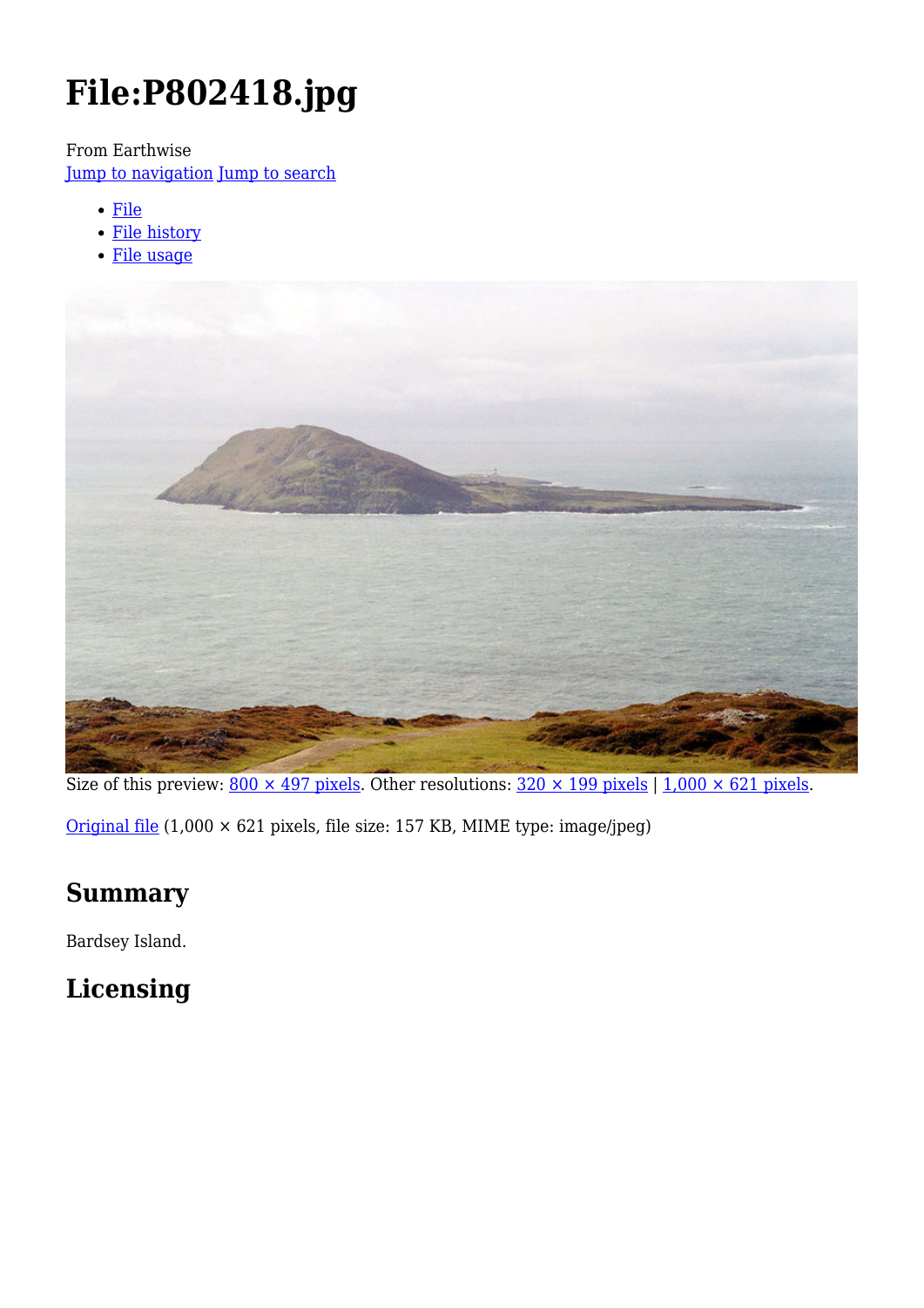# File:P802418.jpg

From Earthwise

Jump to navigation Jump to search

- File
- File history
- File usage

Size of this preview: 800 × 497 pixels. Other resolutions: 320 × 199 pixels | 1,000 × 621 pixels.

Original file (1,000 × 621 pixels, file size: 157 KB, MIME type: image/jpeg)

## Summary

Bardsey Island.

## Licensing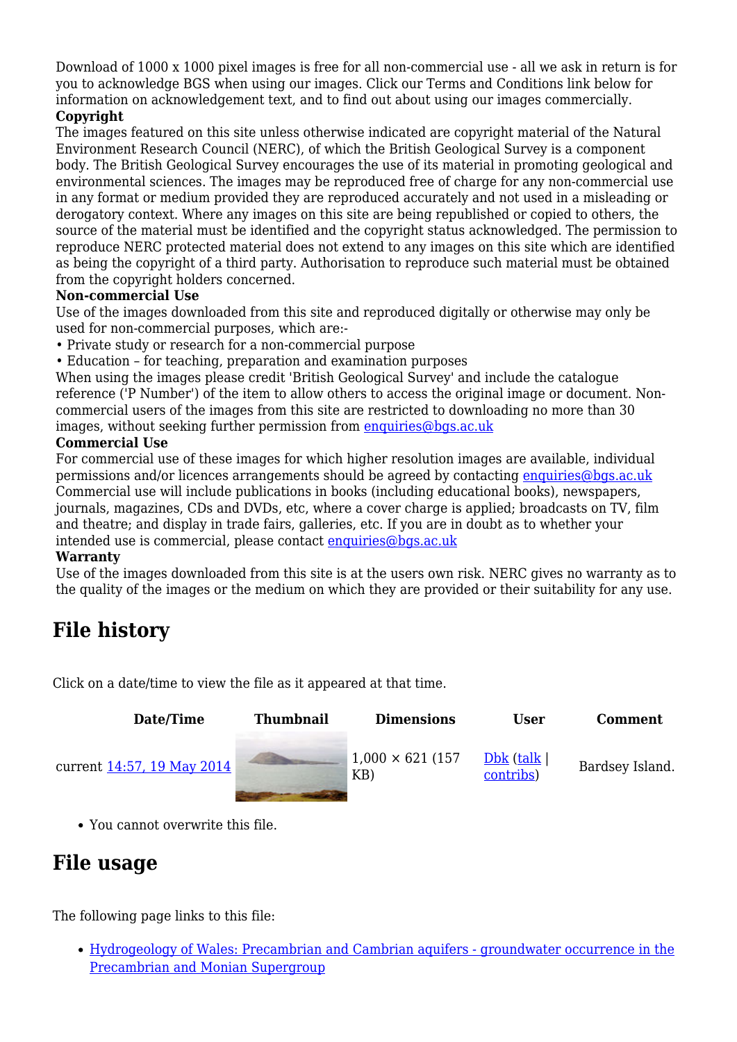Download of 1000 x 1000 pixel images is free for all non-commercial use - all we ask in return is for you to acknowledge BGS when using our images. Click our Terms and Conditions link below for information on acknowledgement text, and to find out about using our images commercially.

**Copyright**

The images featured on this site unless otherwise indicated are copyright material of the Natural Environment Research Council (NERC), of which the British Geological Survey is a component body. The British Geological Survey encourages the use of its material in promoting geological and environmental sciences. The images may be reproduced free of charge for any non-commercial use in any format or medium provided they are reproduced accurately and not used in a misleading or derogatory context. Where any images on this site are being republished or copied to others, the source of the material must be identified and the copyright status acknowledged. The permission to reproduce NERC protected material does not extend to any images on this site which are identified as being the copyright of a third party. Authorisation to reproduce such material must be obtained from the copyright holders concerned.

**Non-commercial Use**

Use of the images downloaded from this site and reproduced digitally or otherwise may only be used for non-commercial purposes, which are:-

- Private study or research for a non-commercial purpose
- Education – for teaching, preparation and examination purposes

When using the images please credit 'British Geological Survey' and include the catalogue reference ('P Number') of the item to allow others to access the original image or document. Non-commercial users of the images from this site are restricted to downloading no more than 30 images, without seeking further permission from enquiries@bgs.ac.uk

**Commercial Use**

For commercial use of these images for which higher resolution images are available, individual permissions and/or licences arrangements should be agreed by contacting enquiries@bgs.ac.uk Commercial use will include publications in books (including educational books), newspapers, journals, magazines, CDs and DVDs, etc, where a cover charge is applied; broadcasts on TV, film and theatre; and display in trade fairs, galleries, etc. If you are in doubt as to whether your intended use is commercial, please contact enquiries@bgs.ac.uk

**Warranty**

Use of the images downloaded from this site is at the users own risk. NERC gives no warranty as to the quality of the images or the medium on which they are provided or their suitability for any use.

## File history

Click on a date/time to view the file as it appeared at that time.

| | Date/Time | Thumbnail | Dimensions | User | Comment |
|---|---|---|---|---|---|
| current | 14:57, 19 May 2014 | | 1,000 × 621 (157 KB) | Dbk (talk \| contribs) | Bardsey Island. |

- You cannot overwrite this file.

## File usage

The following page links to this file:

- Hydrogeology of Wales: Precambrian and Cambrian aquifers - groundwater occurrence in the Precambrian and Monian Supergroup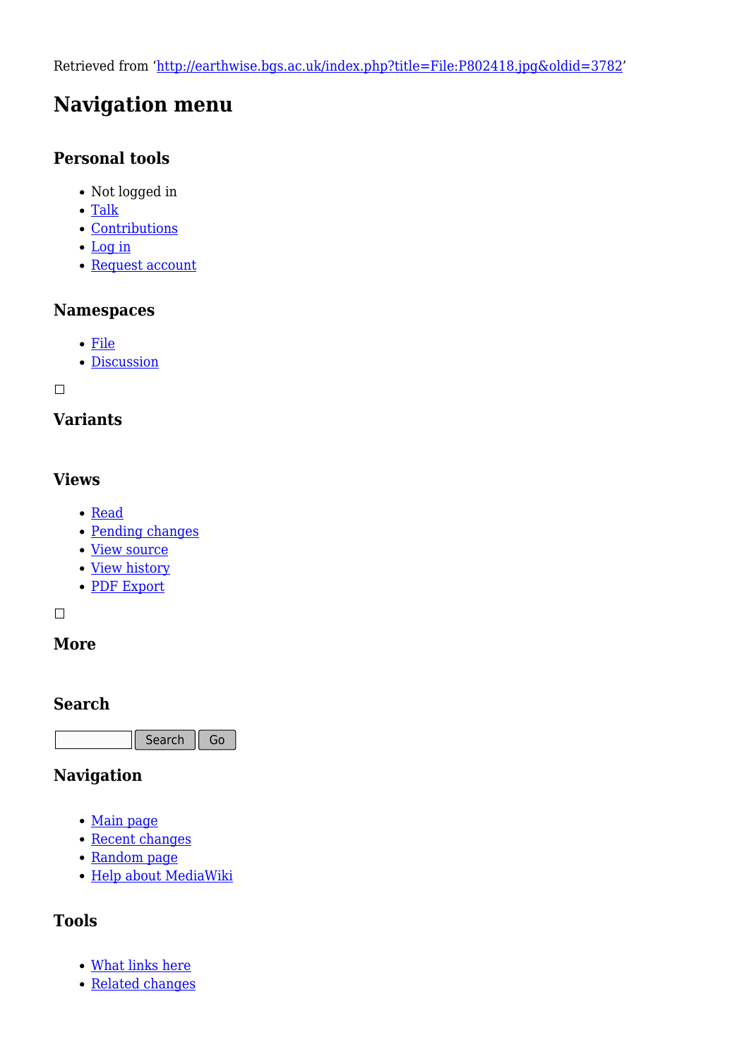Retrieved from 'http://earthwise.bgs.ac.uk/index.php?title=File:P802418.jpg&oldid=3782'

## Navigation menu

### Personal tools

- Not logged in
- Talk
- Contributions
- Log in
- Request account

### Namespaces

- File
- Discussion

### Variants

### Views

- Read
- Pending changes
- View source
- View history
- PDF Export

### More

### Search

Search Go

### Navigation

- Main page
- Recent changes
- Random page
- Help about MediaWiki

### Tools

- What links here
- Related changes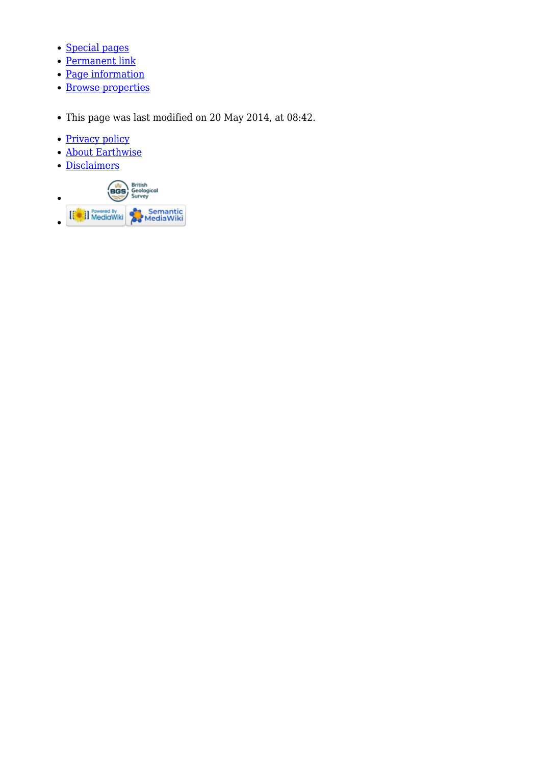- Special pages
- Permanent link
- Page information
- Browse properties

- This page was last modified on 20 May 2014, at 08:42.

- Privacy policy
- About Earthwise
- Disclaimers